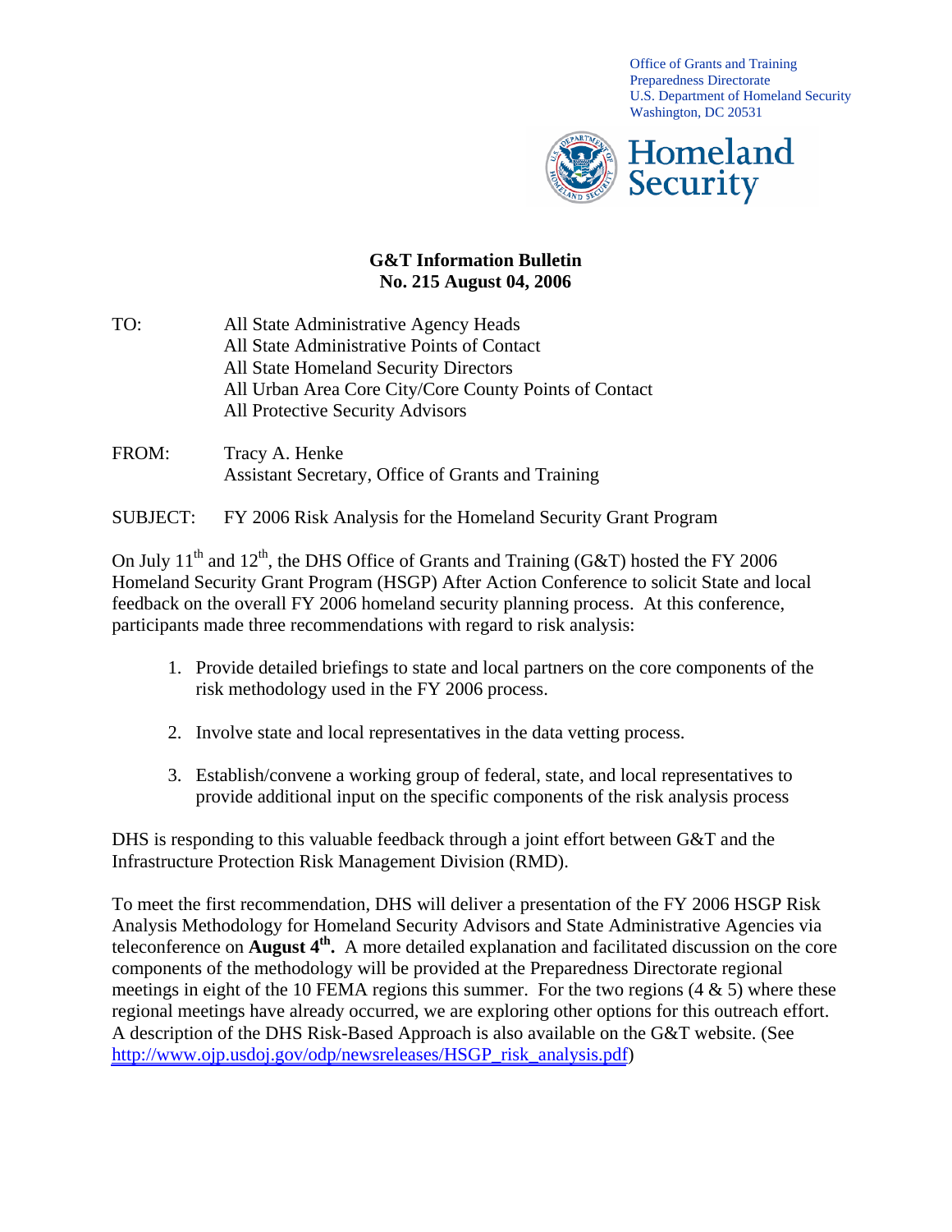Office of Grants and Training
Preparedness Directorate
U.S. Department of Homeland Security
Washington, DC 20531

Homeland Security

**G&T Information Bulletin**
**No. 215 August 04, 2006**

TO: All State Administrative Agency Heads
All State Administrative Points of Contact
All State Homeland Security Directors
All Urban Area Core City/Core County Points of Contact
All Protective Security Advisors

FROM: Tracy A. Henke
Assistant Secretary, Office of Grants and Training

SUBJECT: FY 2006 Risk Analysis for the Homeland Security Grant Program

On July 11th and 12th, the DHS Office of Grants and Training (G&T) hosted the FY 2006 Homeland Security Grant Program (HSGP) After Action Conference to solicit State and local feedback on the overall FY 2006 homeland security planning process. At this conference, participants made three recommendations with regard to risk analysis:

1. Provide detailed briefings to state and local partners on the core components of the risk methodology used in the FY 2006 process.

2. Involve state and local representatives in the data vetting process.

3. Establish/convene a working group of federal, state, and local representatives to provide additional input on the specific components of the risk analysis process

DHS is responding to this valuable feedback through a joint effort between G&T and the Infrastructure Protection Risk Management Division (RMD).

To meet the first recommendation, DHS will deliver a presentation of the FY 2006 HSGP Risk Analysis Methodology for Homeland Security Advisors and State Administrative Agencies via teleconference on **August 4th.** A more detailed explanation and facilitated discussion on the core components of the methodology will be provided at the Preparedness Directorate regional meetings in eight of the 10 FEMA regions this summer. For the two regions (4 & 5) where these regional meetings have already occurred, we are exploring other options for this outreach effort. A description of the DHS Risk-Based Approach is also available on the G&T website. (See http://www.ojp.usdoj.gov/odp/newsreleases/HSGP_risk_analysis.pdf)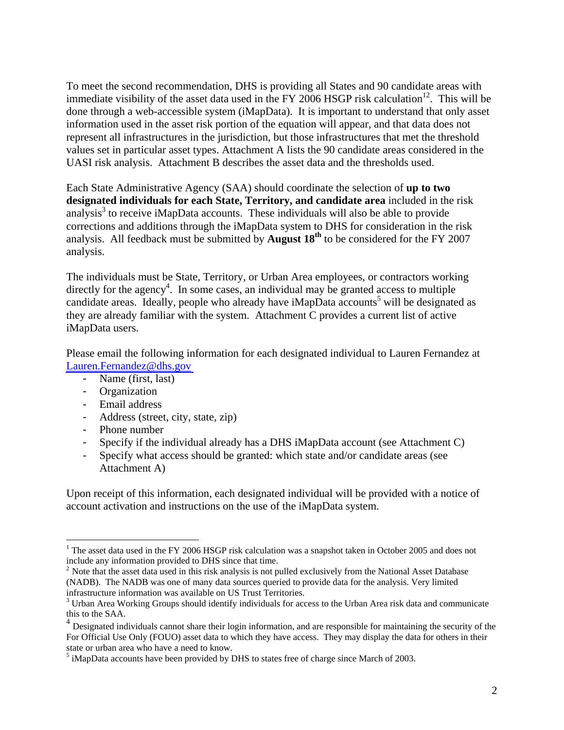To meet the second recommendation, DHS is providing all States and 90 candidate areas with immediate visibility of the asset data used in the FY 2006 HSGP risk calculation[1,2]. This will be done through a web-accessible system (iMapData). It is important to understand that only asset information used in the asset risk portion of the equation will appear, and that data does not represent all infrastructures in the jurisdiction, but those infrastructures that met the threshold values set in particular asset types. Attachment A lists the 90 candidate areas considered in the UASI risk analysis. Attachment B describes the asset data and the thresholds used.

Each State Administrative Agency (SAA) should coordinate the selection of **up to two designated individuals for each State, Territory, and candidate area** included in the risk analysis[3] to receive iMapData accounts. These individuals will also be able to provide corrections and additions through the iMapData system to DHS for consideration in the risk analysis. All feedback must be submitted by **August 18th** to be considered for the FY 2007 analysis.

The individuals must be State, Territory, or Urban Area employees, or contractors working directly for the agency[4]. In some cases, an individual may be granted access to multiple candidate areas. Ideally, people who already have iMapData accounts[5] will be designated as they are already familiar with the system. Attachment C provides a current list of active iMapData users.

Please email the following information for each designated individual to Lauren Fernandez at Lauren.Fernandez@dhs.gov

- Name (first, last)
- Organization
- Email address
- Address (street, city, state, zip)
- Phone number
- Specify if the individual already has a DHS iMapData account (see Attachment C)
- Specify what access should be granted: which state and/or candidate areas (see Attachment A)

Upon receipt of this information, each designated individual will be provided with a notice of account activation and instructions on the use of the iMapData system.

---

[1] The asset data used in the FY 2006 HSGP risk calculation was a snapshot taken in October 2005 and does not include any information provided to DHS since that time.

[2] Note that the asset data used in this risk analysis is not pulled exclusively from the National Asset Database (NADB). The NADB was one of many data sources queried to provide data for the analysis. Very limited infrastructure information was available on US Trust Territories.

[3] Urban Area Working Groups should identify individuals for access to the Urban Area risk data and communicate this to the SAA.

[4] Designated individuals cannot share their login information, and are responsible for maintaining the security of the For Official Use Only (FOUO) asset data to which they have access. They may display the data for others in their state or urban area who have a need to know.

[5] iMapData accounts have been provided by DHS to states free of charge since March of 2003.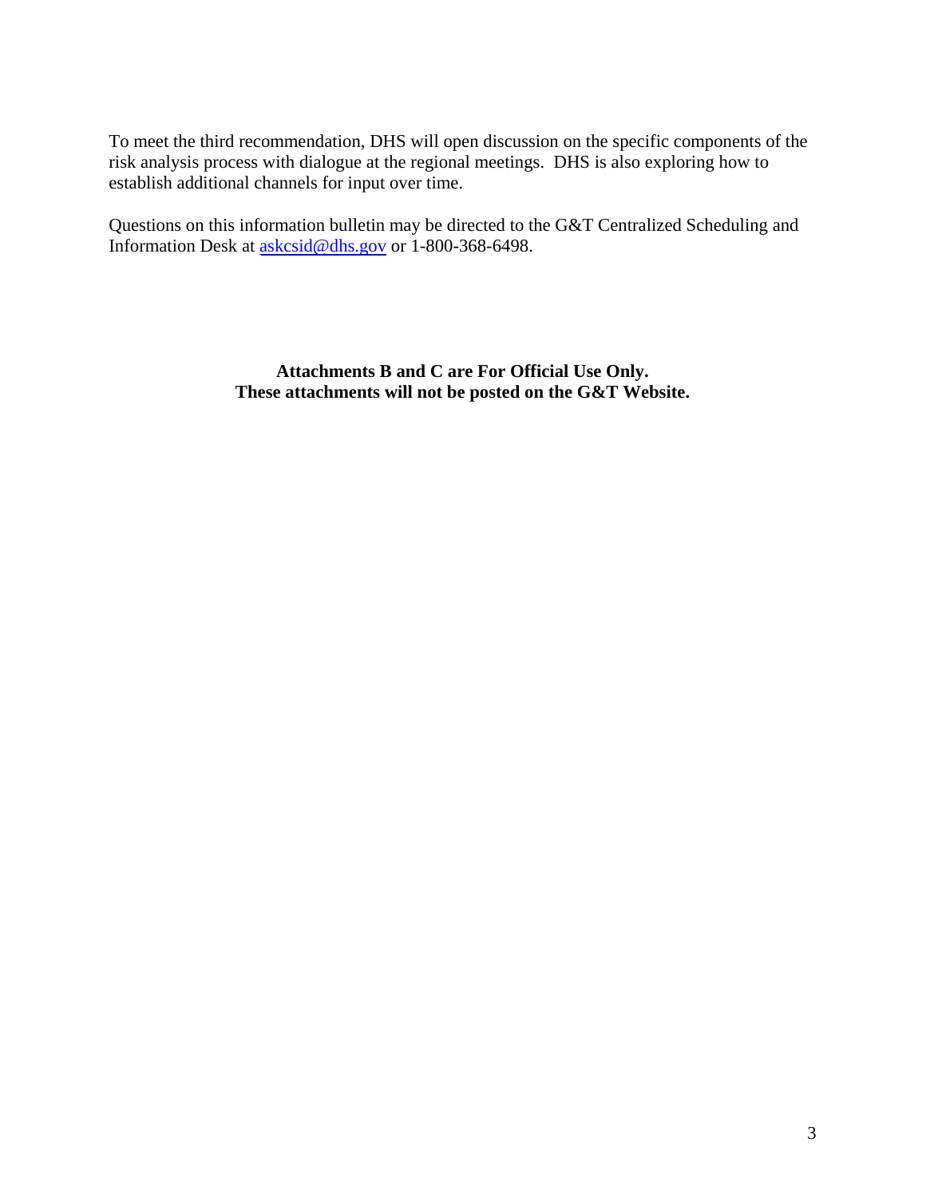To meet the third recommendation, DHS will open discussion on the specific components of the risk analysis process with dialogue at the regional meetings. DHS is also exploring how to establish additional channels for input over time.

Questions on this information bulletin may be directed to the G&T Centralized Scheduling and Information Desk at [askcsid@dhs.gov](mailto:askcsid@dhs.gov) or 1-800-368-6498.

**Attachments B and C are For Official Use Only.**
**These attachments will not be posted on the G&T Website.**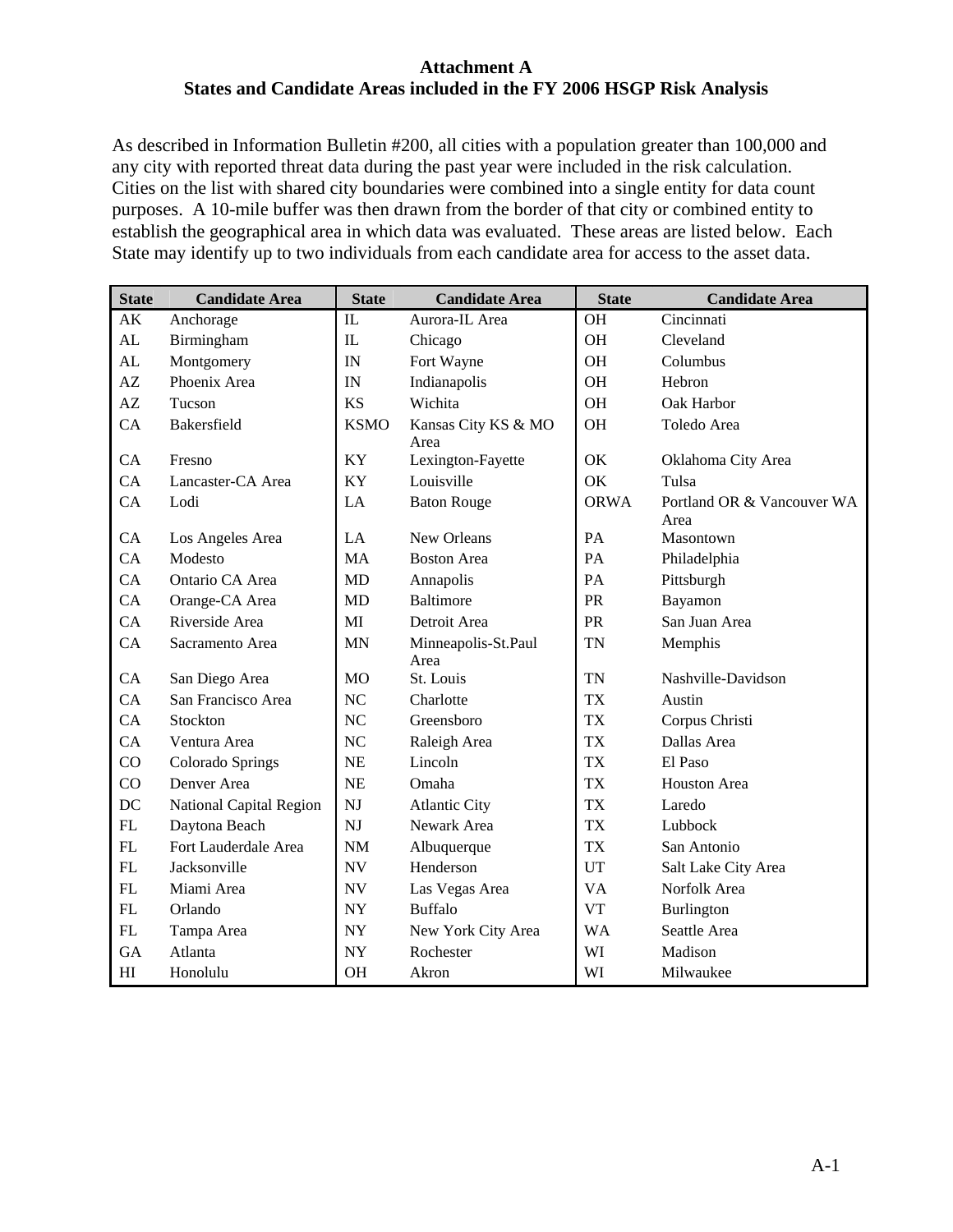**Attachment A**
**States and Candidate Areas included in the FY 2006 HSGP Risk Analysis**

As described in Information Bulletin #200, all cities with a population greater than 100,000 and any city with reported threat data during the past year were included in the risk calculation. Cities on the list with shared city boundaries were combined into a single entity for data count purposes. A 10-mile buffer was then drawn from the border of that city or combined entity to establish the geographical area in which data was evaluated. These areas are listed below. Each State may identify up to two individuals from each candidate area for access to the asset data.

| State | Candidate Area | State | Candidate Area | State | Candidate Area |
|---|---|---|---|---|---|
| AK | Anchorage | IL | Aurora-IL Area | OH | Cincinnati |
| AL | Birmingham | IL | Chicago | OH | Cleveland |
| AL | Montgomery | IN | Fort Wayne | OH | Columbus |
| AZ | Phoenix Area | IN | Indianapolis | OH | Hebron |
| AZ | Tucson | KS | Wichita | OH | Oak Harbor |
| CA | Bakersfield | KSMO | Kansas City KS & MO Area | OH | Toledo Area |
| CA | Fresno | KY | Lexington-Fayette | OK | Oklahoma City Area |
| CA | Lancaster-CA Area | KY | Louisville | OK | Tulsa |
| CA | Lodi | LA | Baton Rouge | ORWA | Portland OR & Vancouver WA Area |
| CA | Los Angeles Area | LA | New Orleans | PA | Masontown |
| CA | Modesto | MA | Boston Area | PA | Philadelphia |
| CA | Ontario CA Area | MD | Annapolis | PA | Pittsburgh |
| CA | Orange-CA Area | MD | Baltimore | PR | Bayamon |
| CA | Riverside Area | MI | Detroit Area | PR | San Juan Area |
| CA | Sacramento Area | MN | Minneapolis-St.Paul Area | TN | Memphis |
| CA | San Diego Area | MO | St. Louis | TN | Nashville-Davidson |
| CA | San Francisco Area | NC | Charlotte | TX | Austin |
| CA | Stockton | NC | Greensboro | TX | Corpus Christi |
| CA | Ventura Area | NC | Raleigh Area | TX | Dallas Area |
| CO | Colorado Springs | NE | Lincoln | TX | El Paso |
| CO | Denver Area | NE | Omaha | TX | Houston Area |
| DC | National Capital Region | NJ | Atlantic City | TX | Laredo |
| FL | Daytona Beach | NJ | Newark Area | TX | Lubbock |
| FL | Fort Lauderdale Area | NM | Albuquerque | TX | San Antonio |
| FL | Jacksonville | NV | Henderson | UT | Salt Lake City Area |
| FL | Miami Area | NV | Las Vegas Area | VA | Norfolk Area |
| FL | Orlando | NY | Buffalo | VT | Burlington |
| FL | Tampa Area | NY | New York City Area | WA | Seattle Area |
| GA | Atlanta | NY | Rochester | WI | Madison |
| HI | Honolulu | OH | Akron | WI | Milwaukee |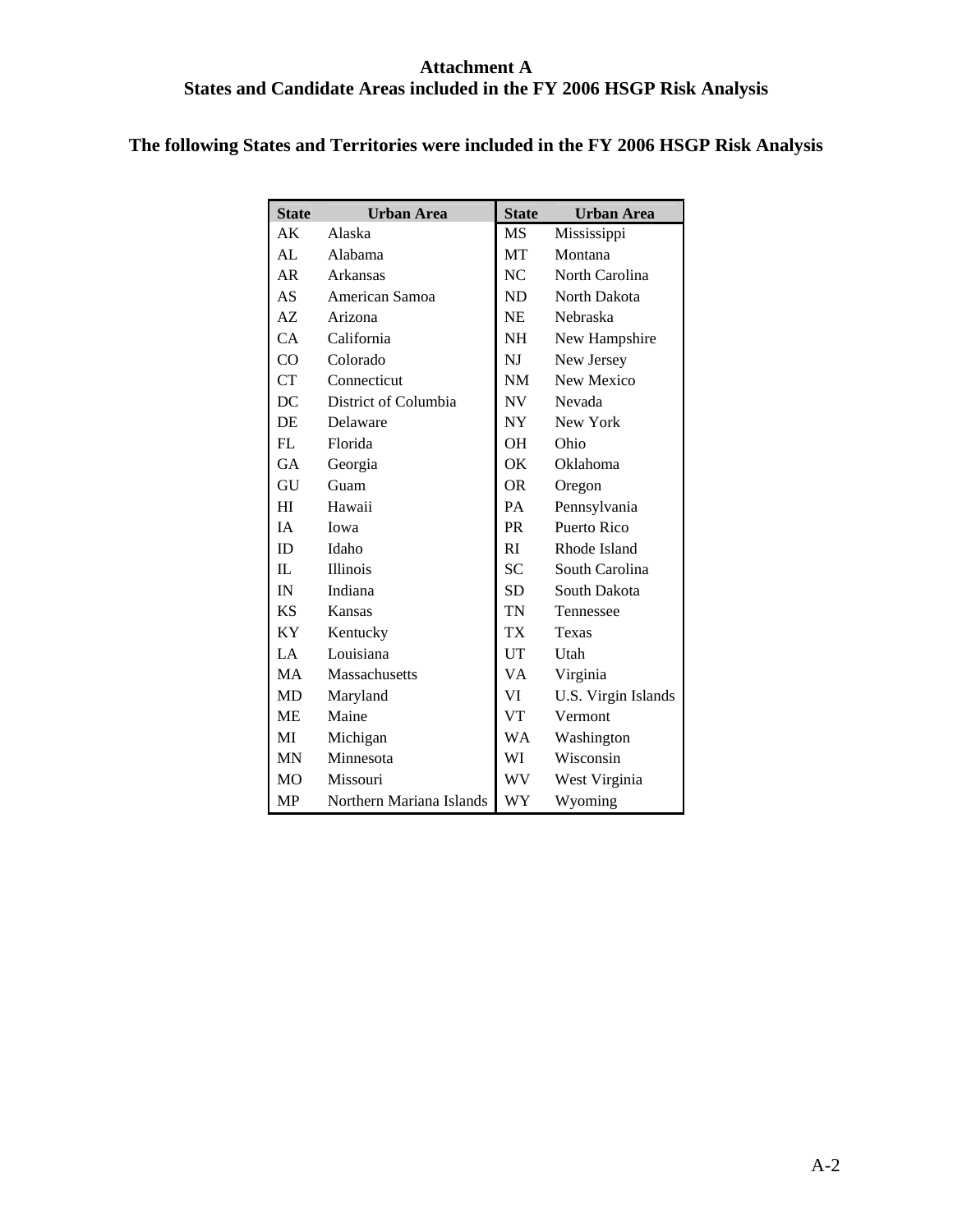**Attachment A**
**States and Candidate Areas included in the FY 2006 HSGP Risk Analysis**

## The following States and Territories were included in the FY 2006 HSGP Risk Analysis

| State | Urban Area | State | Urban Area |
|---|---|---|---|
| AK | Alaska | MS | Mississippi |
| AL | Alabama | MT | Montana |
| AR | Arkansas | NC | North Carolina |
| AS | American Samoa | ND | North Dakota |
| AZ | Arizona | NE | Nebraska |
| CA | California | NH | New Hampshire |
| CO | Colorado | NJ | New Jersey |
| CT | Connecticut | NM | New Mexico |
| DC | District of Columbia | NV | Nevada |
| DE | Delaware | NY | New York |
| FL | Florida | OH | Ohio |
| GA | Georgia | OK | Oklahoma |
| GU | Guam | OR | Oregon |
| HI | Hawaii | PA | Pennsylvania |
| IA | Iowa | PR | Puerto Rico |
| ID | Idaho | RI | Rhode Island |
| IL | Illinois | SC | South Carolina |
| IN | Indiana | SD | South Dakota |
| KS | Kansas | TN | Tennessee |
| KY | Kentucky | TX | Texas |
| LA | Louisiana | UT | Utah |
| MA | Massachusetts | VA | Virginia |
| MD | Maryland | VI | U.S. Virgin Islands |
| ME | Maine | VT | Vermont |
| MI | Michigan | WA | Washington |
| MN | Minnesota | WI | Wisconsin |
| MO | Missouri | WV | West Virginia |
| MP | Northern Mariana Islands | WY | Wyoming |